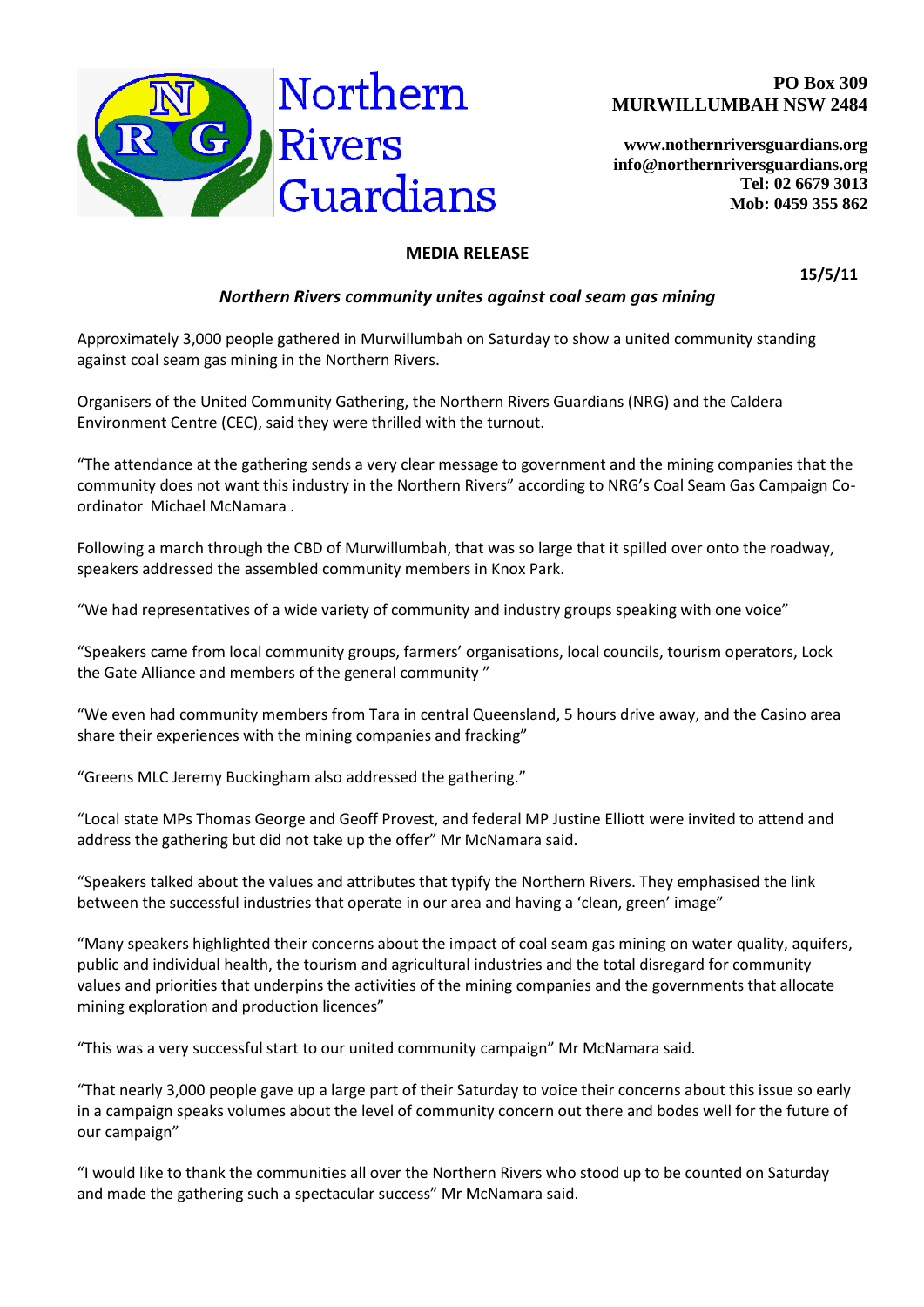# Northern Rivers Guardians

**PO Box 309**
**MURWILLUMBAH NSW 2484**

**www.nothernriversguardians.org**
**info@northernriversguardians.org**
**Tel: 02 6679 3013**
**Mob: 0459 355 862**

**MEDIA RELEASE**

**15/5/11**

***Northern Rivers community unites against coal seam gas mining***

Approximately 3,000 people gathered in Murwillumbah on Saturday to show a united community standing against coal seam gas mining in the Northern Rivers.

Organisers of the United Community Gathering, the Northern Rivers Guardians (NRG) and the Caldera Environment Centre (CEC), said they were thrilled with the turnout.

"The attendance at the gathering sends a very clear message to government and the mining companies that the community does not want this industry in the Northern Rivers" according to NRG's Coal Seam Gas Campaign Co-ordinator Michael McNamara .

Following a march through the CBD of Murwillumbah, that was so large that it spilled over onto the roadway, speakers addressed the assembled community members in Knox Park.

"We had representatives of a wide variety of community and industry groups speaking with one voice"

"Speakers came from local community groups, farmers' organisations, local councils, tourism operators, Lock the Gate Alliance and members of the general community "

"We even had community members from Tara in central Queensland, 5 hours drive away, and the Casino area share their experiences with the mining companies and fracking"

"Greens MLC Jeremy Buckingham also addressed the gathering."

"Local state MPs Thomas George and Geoff Provest, and federal MP Justine Elliott were invited to attend and address the gathering but did not take up the offer" Mr McNamara said.

"Speakers talked about the values and attributes that typify the Northern Rivers. They emphasised the link between the successful industries that operate in our area and having a 'clean, green' image"

"Many speakers highlighted their concerns about the impact of coal seam gas mining on water quality, aquifers, public and individual health, the tourism and agricultural industries and the total disregard for community values and priorities that underpins the activities of the mining companies and the governments that allocate mining exploration and production licences"

"This was a very successful start to our united community campaign" Mr McNamara said.

"That nearly 3,000 people gave up a large part of their Saturday to voice their concerns about this issue so early in a campaign speaks volumes about the level of community concern out there and bodes well for the future of our campaign"

"I would like to thank the communities all over the Northern Rivers who stood up to be counted on Saturday and made the gathering such a spectacular success" Mr McNamara said.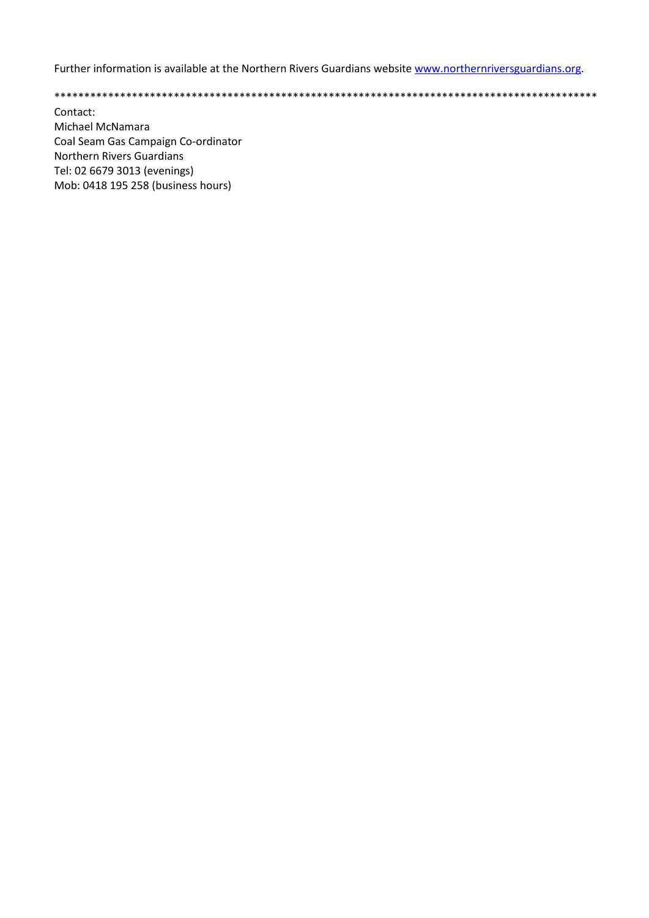Further information is available at the Northern Rivers Guardians website [www.northernriversguardians.org](http://www.northernriversguardians.org).

*********************************************************************************************

Contact:
Michael McNamara
Coal Seam Gas Campaign Co-ordinator
Northern Rivers Guardians
Tel: 02 6679 3013 (evenings)
Mob: 0418 195 258 (business hours)